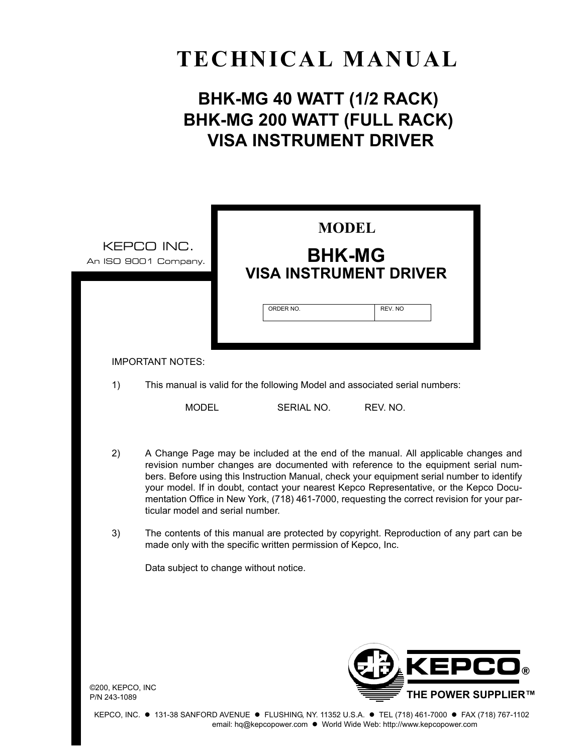# TECHNICAL MANUAL

## BHK-MG 40 WATT (1/2 RACK)
## BHK-MG 200 WATT (FULL RACK)
## VISA INSTRUMENT DRIVER

KEPCO INC.
An ISO 9001 Company.

**MODEL**

**BHK-MG**
**VISA INSTRUMENT DRIVER**

| ORDER NO. | REV. NO |
|---|---|
| | |

IMPORTANT NOTES:

1) This manual is valid for the following Model and associated serial numbers:

| MODEL | SERIAL NO. | REV. NO. |
|---|---|---|
| | | |

2) A Change Page may be included at the end of the manual. All applicable changes and revision number changes are documented with reference to the equipment serial numbers. Before using this Instruction Manual, check your equipment serial number to identify your model. If in doubt, contact your nearest Kepco Representative, or the Kepco Documentation Office in New York, (718) 461-7000, requesting the correct revision for your particular model and serial number.

3) The contents of this manual are protected by copyright. Reproduction of any part can be made only with the specific written permission of Kepco, Inc.

Data subject to change without notice.

©200, KEPCO, INC
P/N 243-1089

KEPCO®
THE POWER SUPPLIER™

KEPCO, INC. ● 131-38 SANFORD AVENUE ● FLUSHING, NY. 11352 U.S.A. ● TEL (718) 461-7000 ● FAX (718) 767-1102
email: hq@kepcopower.com ● World Wide Web: http://www.kepcopower.com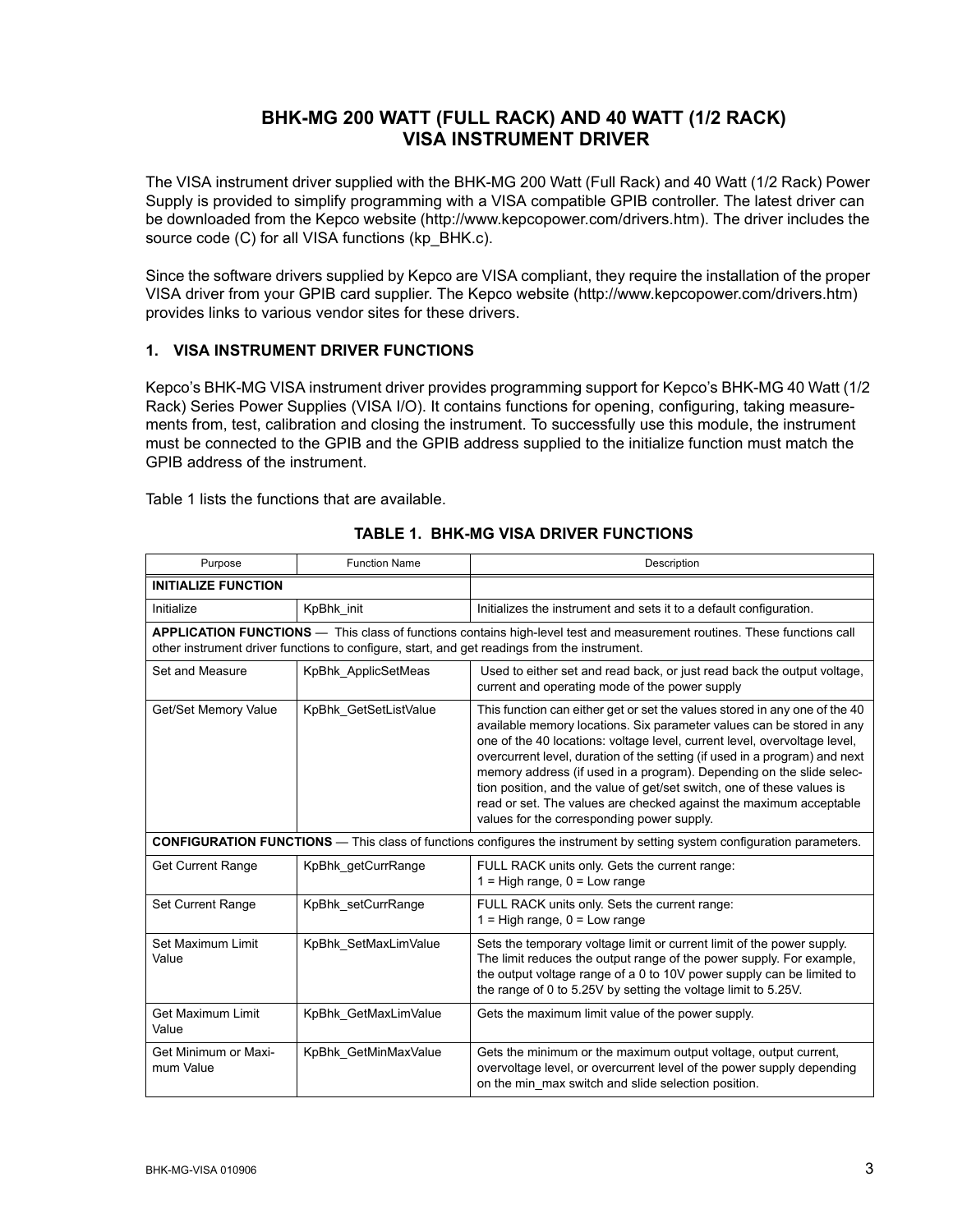# BHK-MG 200 WATT (FULL RACK) AND 40 WATT (1/2 RACK) VISA INSTRUMENT DRIVER

The VISA instrument driver supplied with the BHK-MG 200 Watt (Full Rack) and 40 Watt (1/2 Rack) Power Supply is provided to simplify programming with a VISA compatible GPIB controller. The latest driver can be downloaded from the Kepco website (http://www.kepcopower.com/drivers.htm). The driver includes the source code (C) for all VISA functions (kp_BHK.c).

Since the software drivers supplied by Kepco are VISA compliant, they require the installation of the proper VISA driver from your GPIB card supplier. The Kepco website (http://www.kepcopower.com/drivers.htm) provides links to various vendor sites for these drivers.

## 1. VISA INSTRUMENT DRIVER FUNCTIONS

Kepco's BHK-MG VISA instrument driver provides programming support for Kepco's BHK-MG 40 Watt (1/2 Rack) Series Power Supplies (VISA I/O). It contains functions for opening, configuring, taking measurements from, test, calibration and closing the instrument. To successfully use this module, the instrument must be connected to the GPIB and the GPIB address supplied to the initialize function must match the GPIB address of the instrument.

Table 1 lists the functions that are available.

**TABLE 1. BHK-MG VISA DRIVER FUNCTIONS**

| Purpose | Function Name | Description |
|---|---|---|
| **INITIALIZE FUNCTION** | | |
| Initialize | KpBhk_init | Initializes the instrument and sets it to a default configuration. |
| **APPLICATION FUNCTIONS** — This class of functions contains high-level test and measurement routines. These functions call other instrument driver functions to configure, start, and get readings from the instrument. | | |
| Set and Measure | KpBhk_ApplicSetMeas | Used to either set and read back, or just read back the output voltage, current and operating mode of the power supply |
| Get/Set Memory Value | KpBhk_GetSetListValue | This function can either get or set the values stored in any one of the 40 available memory locations. Six parameter values can be stored in any one of the 40 locations: voltage level, current level, overvoltage level, overcurrent level, duration of the setting (if used in a program) and next memory address (if used in a program). Depending on the slide selection position, and the value of get/set switch, one of these values is read or set. The values are checked against the maximum acceptable values for the corresponding power supply. |
| **CONFIGURATION FUNCTIONS** — This class of functions configures the instrument by setting system configuration parameters. | | |
| Get Current Range | KpBhk_getCurrRange | FULL RACK units only. Gets the current range: 1 = High range, 0 = Low range |
| Set Current Range | KpBhk_setCurrRange | FULL RACK units only. Sets the current range: 1 = High range, 0 = Low range |
| Set Maximum Limit Value | KpBhk_SetMaxLimValue | Sets the temporary voltage limit or current limit of the power supply. The limit reduces the output range of the power supply. For example, the output voltage range of a 0 to 10V power supply can be limited to the range of 0 to 5.25V by setting the voltage limit to 5.25V. |
| Get Maximum Limit Value | KpBhk_GetMaxLimValue | Gets the maximum limit value of the power supply. |
| Get Minimum or Maximum Value | KpBhk_GetMinMaxValue | Gets the minimum or the maximum output voltage, output current, overvoltage level, or overcurrent level of the power supply depending on the min_max switch and slide selection position. |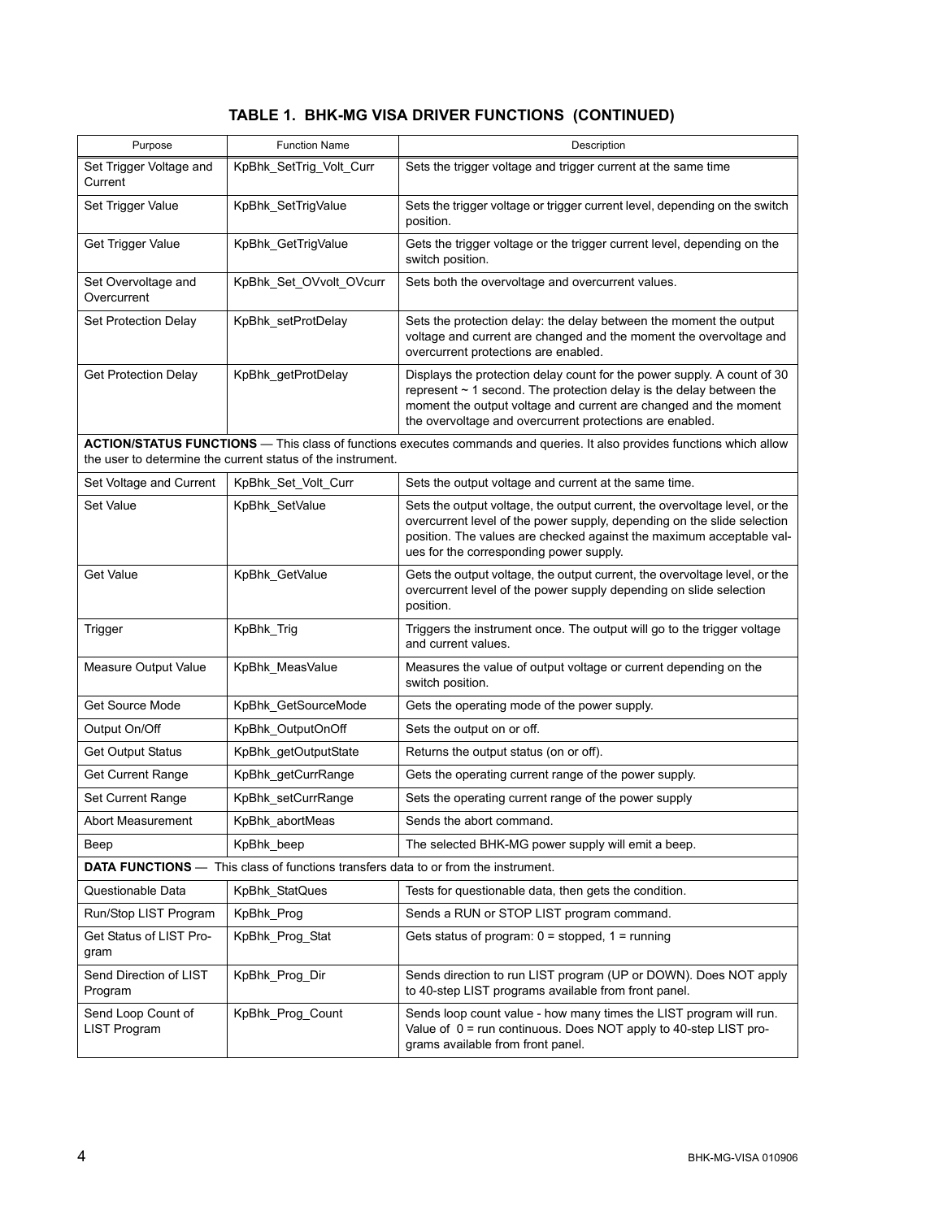## TABLE 1. BHK-MG VISA DRIVER FUNCTIONS (CONTINUED)

| Purpose | Function Name | Description |
|---|---|---|
| Set Trigger Voltage and Current | KpBhk_SetTrig_Volt_Curr | Sets the trigger voltage and trigger current at the same time |
| Set Trigger Value | KpBhk_SetTrigValue | Sets the trigger voltage or trigger current level, depending on the switch position. |
| Get Trigger Value | KpBhk_GetTrigValue | Gets the trigger voltage or the trigger current level, depending on the switch position. |
| Set Overvoltage and Overcurrent | KpBhk_Set_OVvolt_OVcurr | Sets both the overvoltage and overcurrent values. |
| Set Protection Delay | KpBhk_setProtDelay | Sets the protection delay: the delay between the moment the output voltage and current are changed and the moment the overvoltage and overcurrent protections are enabled. |
| Get Protection Delay | KpBhk_getProtDelay | Displays the protection delay count for the power supply. A count of 30 represent ~ 1 second. The protection delay is the delay between the moment the output voltage and current are changed and the moment the overvoltage and overcurrent protections are enabled. |
| **ACTION/STATUS FUNCTIONS** — This class of functions executes commands and queries. It also provides functions which allow the user to determine the current status of the instrument. | | |
| Set Voltage and Current | KpBhk_Set_Volt_Curr | Sets the output voltage and current at the same time. |
| Set Value | KpBhk_SetValue | Sets the output voltage, the output current, the overvoltage level, or the overcurrent level of the power supply, depending on the slide selection position. The values are checked against the maximum acceptable values for the corresponding power supply. |
| Get Value | KpBhk_GetValue | Gets the output voltage, the output current, the overvoltage level, or the overcurrent level of the power supply depending on slide selection position. |
| Trigger | KpBhk_Trig | Triggers the instrument once. The output will go to the trigger voltage and current values. |
| Measure Output Value | KpBhk_MeasValue | Measures the value of output voltage or current depending on the switch position. |
| Get Source Mode | KpBhk_GetSourceMode | Gets the operating mode of the power supply. |
| Output On/Off | KpBhk_OutputOnOff | Sets the output on or off. |
| Get Output Status | KpBhk_getOutputState | Returns the output status (on or off). |
| Get Current Range | KpBhk_getCurrRange | Gets the operating current range of the power supply. |
| Set Current Range | KpBhk_setCurrRange | Sets the operating current range of the power supply |
| Abort Measurement | KpBhk_abortMeas | Sends the abort command. |
| Beep | KpBhk_beep | The selected BHK-MG power supply will emit a beep. |
| **DATA FUNCTIONS** — This class of functions transfers data to or from the instrument. | | |
| Questionable Data | KpBhk_StatQues | Tests for questionable data, then gets the condition. |
| Run/Stop LIST Program | KpBhk_Prog | Sends a RUN or STOP LIST program command. |
| Get Status of LIST Program | KpBhk_Prog_Stat | Gets status of program: 0 = stopped, 1 = running |
| Send Direction of LIST Program | KpBhk_Prog_Dir | Sends direction to run LIST program (UP or DOWN). Does NOT apply to 40-step LIST programs available from front panel. |
| Send Loop Count of LIST Program | KpBhk_Prog_Count | Sends loop count value - how many times the LIST program will run. Value of 0 = run continuous. Does NOT apply to 40-step LIST programs available from front panel. |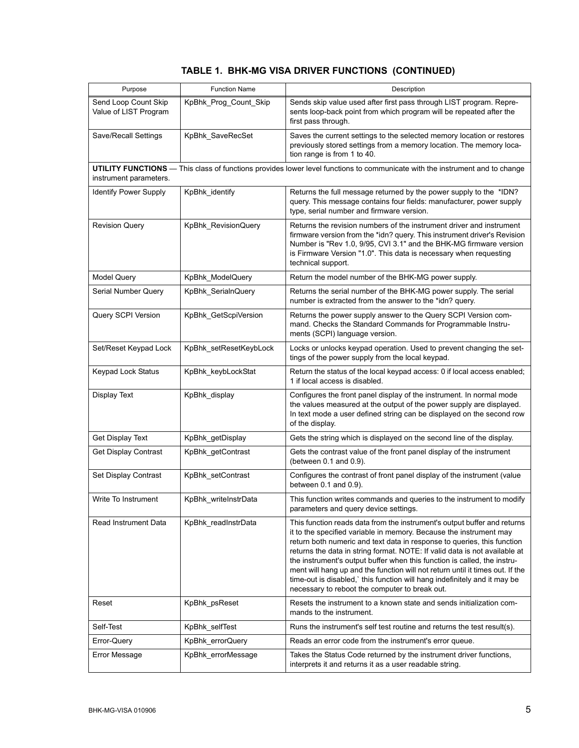### TABLE 1. BHK-MG VISA DRIVER FUNCTIONS (CONTINUED)

| Purpose | Function Name | Description |
|---|---|---|
| Send Loop Count Skip Value of LIST Program | KpBhk_Prog_Count_Skip | Sends skip value used after first pass through LIST program. Represents loop-back point from which program will be repeated after the first pass through. |
| Save/Recall Settings | KpBhk_SaveRecSet | Saves the current settings to the selected memory location or restores previously stored settings from a memory location. The memory location range is from 1 to 40. |
| **UTILITY FUNCTIONS** — This class of functions provides lower level functions to communicate with the instrument and to change instrument parameters. | | |
| Identify Power Supply | KpBhk_identify | Returns the full message returned by the power supply to the *IDN? query. This message contains four fields: manufacturer, power supply type, serial number and firmware version. |
| Revision Query | KpBhk_RevisionQuery | Returns the revision numbers of the instrument driver and instrument firmware version from the *idn? query. This instrument driver's Revision Number is "Rev 1.0, 9/95, CVI 3.1" and the BHK-MG firmware version is Firmware Version "1.0". This data is necessary when requesting technical support. |
| Model Query | KpBhk_ModelQuery | Return the model number of the BHK-MG power supply. |
| Serial Number Query | KpBhk_SerialnQuery | Returns the serial number of the BHK-MG power supply. The serial number is extracted from the answer to the *idn? query. |
| Query SCPI Version | KpBhk_GetScpiVersion | Returns the power supply answer to the Query SCPI Version command. Checks the Standard Commands for Programmable Instruments (SCPI) language version. |
| Set/Reset Keypad Lock | KpBhk_setResetKeybLock | Locks or unlocks keypad operation. Used to prevent changing the settings of the power supply from the local keypad. |
| Keypad Lock Status | KpBhk_keybLockStat | Return the status of the local keypad access: 0 if local access enabled; 1 if local access is disabled. |
| Display Text | KpBhk_display | Configures the front panel display of the instrument. In normal mode the values measured at the output of the power supply are displayed. In text mode a user defined string can be displayed on the second row of the display. |
| Get Display Text | KpBhk_getDisplay | Gets the string which is displayed on the second line of the display. |
| Get Display Contrast | KpBhk_getContrast | Gets the contrast value of the front panel display of the instrument (between 0.1 and 0.9). |
| Set Display Contrast | KpBhk_setContrast | Configures the contrast of front panel display of the instrument (value between 0.1 and 0.9). |
| Write To Instrument | KpBhk_writeInstrData | This function writes commands and queries to the instrument to modify parameters and query device settings. |
| Read Instrument Data | KpBhk_readInstrData | This function reads data from the instrument's output buffer and returns it to the specified variable in memory. Because the instrument may return both numeric and text data in response to queries, this function returns the data in string format. NOTE: If valid data is not available at the instrument's output buffer when this function is called, the instrument will hang up and the function will not return until it times out. If the time-out is disabled,` this function will hang indefinitely and it may be necessary to reboot the computer to break out. |
| Reset | KpBhk_psReset | Resets the instrument to a known state and sends initialization commands to the instrument. |
| Self-Test | KpBhk_selfTest | Runs the instrument's self test routine and returns the test result(s). |
| Error-Query | KpBhk_errorQuery | Reads an error code from the instrument's error queue. |
| Error Message | KpBhk_errorMessage | Takes the Status Code returned by the instrument driver functions, interprets it and returns it as a user readable string. |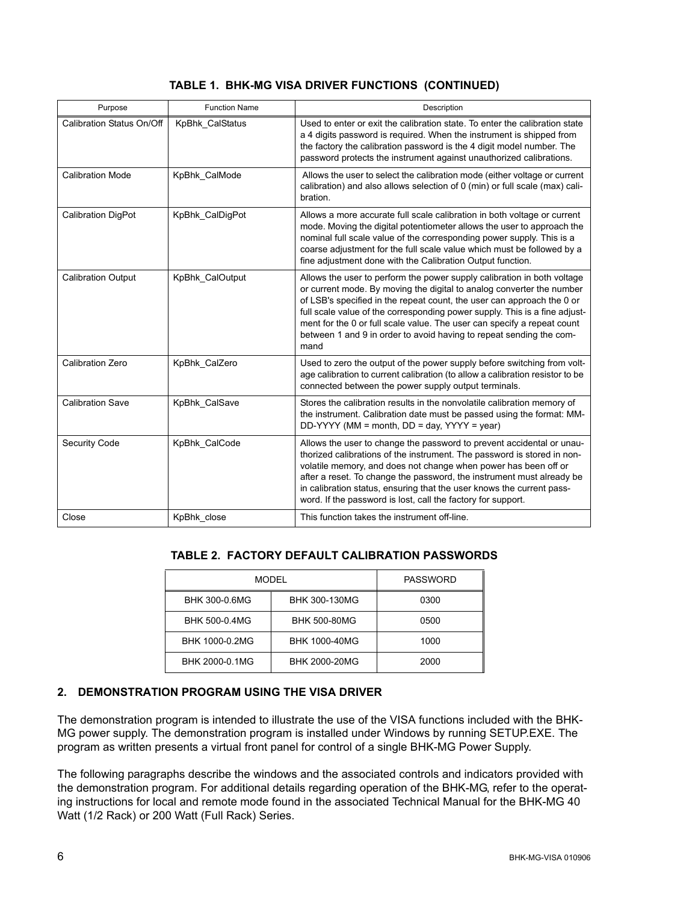**TABLE 1. BHK-MG VISA DRIVER FUNCTIONS (CONTINUED)**

| Purpose | Function Name | Description |
|---|---|---|
| Calibration Status On/Off | KpBhk_CalStatus | Used to enter or exit the calibration state. To enter the calibration state a 4 digits password is required. When the instrument is shipped from the factory the calibration password is the 4 digit model number. The password protects the instrument against unauthorized calibrations. |
| Calibration Mode | KpBhk_CalMode | Allows the user to select the calibration mode (either voltage or current calibration) and also allows selection of 0 (min) or full scale (max) calibration. |
| Calibration DigPot | KpBhk_CalDigPot | Allows a more accurate full scale calibration in both voltage or current mode. Moving the digital potentiometer allows the user to approach the nominal full scale value of the corresponding power supply. This is a coarse adjustment for the full scale value which must be followed by a fine adjustment done with the Calibration Output function. |
| Calibration Output | KpBhk_CalOutput | Allows the user to perform the power supply calibration in both voltage or current mode. By moving the digital to analog converter the number of LSB's specified in the repeat count, the user can approach the 0 or full scale value of the corresponding power supply. This is a fine adjustment for the 0 or full scale value. The user can specify a repeat count between 1 and 9 in order to avoid having to repeat sending the command |
| Calibration Zero | KpBhk_CalZero | Used to zero the output of the power supply before switching from voltage calibration to current calibration (to allow a calibration resistor to be connected between the power supply output terminals. |
| Calibration Save | KpBhk_CalSave | Stores the calibration results in the nonvolatile calibration memory of the instrument. Calibration date must be passed using the format: MM-DD-YYYY (MM = month, DD = day, YYYY = year) |
| Security Code | KpBhk_CalCode | Allows the user to change the password to prevent accidental or unauthorized calibrations of the instrument. The password is stored in non-volatile memory, and does not change when power has been off or after a reset. To change the password, the instrument must already be in calibration status, ensuring that the user knows the current password. If the password is lost, call the factory for support. |
| Close | KpBhk_close | This function takes the instrument off-line. |

**TABLE 2. FACTORY DEFAULT CALIBRATION PASSWORDS**

| MODEL | | PASSWORD |
|---|---|---|
| BHK 300-0.6MG | BHK 300-130MG | 0300 |
| BHK 500-0.4MG | BHK 500-80MG | 0500 |
| BHK 1000-0.2MG | BHK 1000-40MG | 1000 |
| BHK 2000-0.1MG | BHK 2000-20MG | 2000 |

## 2. DEMONSTRATION PROGRAM USING THE VISA DRIVER

The demonstration program is intended to illustrate the use of the VISA functions included with the BHK-MG power supply. The demonstration program is installed under Windows by running SETUP.EXE. The program as written presents a virtual front panel for control of a single BHK-MG Power Supply.

The following paragraphs describe the windows and the associated controls and indicators provided with the demonstration program. For additional details regarding operation of the BHK-MG, refer to the operating instructions for local and remote mode found in the associated Technical Manual for the BHK-MG 40 Watt (1/2 Rack) or 200 Watt (Full Rack) Series.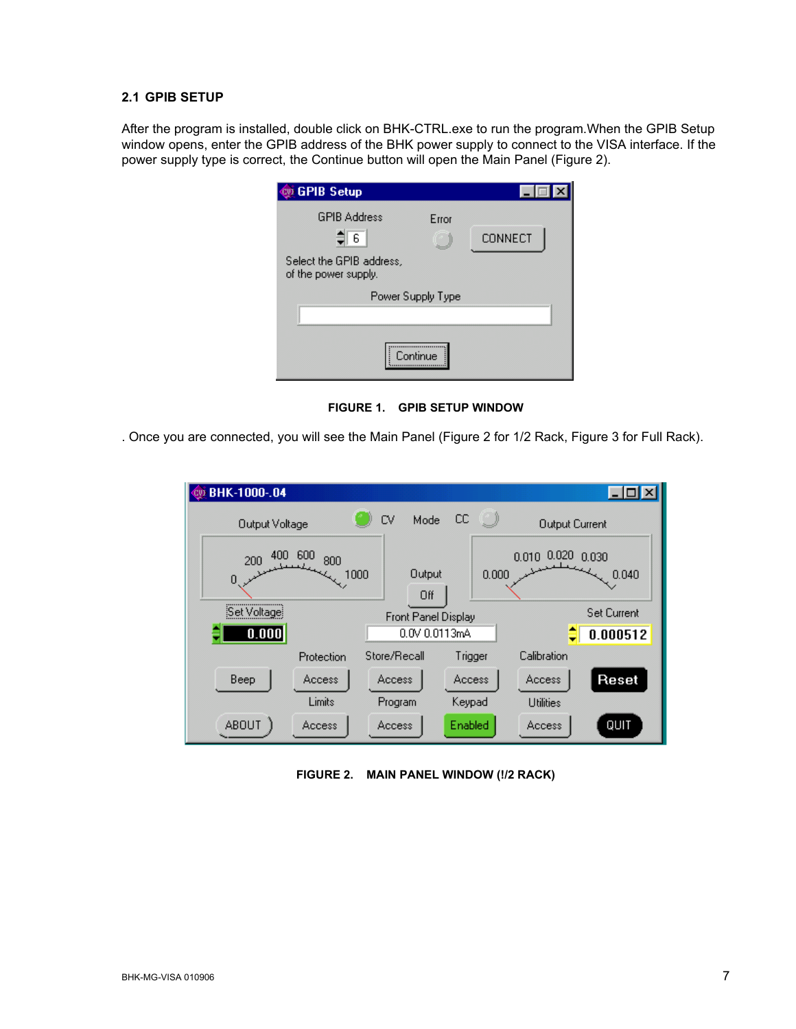## 2.1 GPIB SETUP

After the program is installed, double click on BHK-CTRL.exe to run the program.When the GPIB Setup window opens, enter the GPIB address of the BHK power supply to connect to the VISA interface. If the power supply type is correct, the Continue button will open the Main Panel (Figure 2).

**FIGURE 1. GPIB SETUP WINDOW**

. Once you are connected, you will see the Main Panel (Figure 2 for 1/2 Rack, Figure 3 for Full Rack).

**FIGURE 2. MAIN PANEL WINDOW (!/2 RACK)**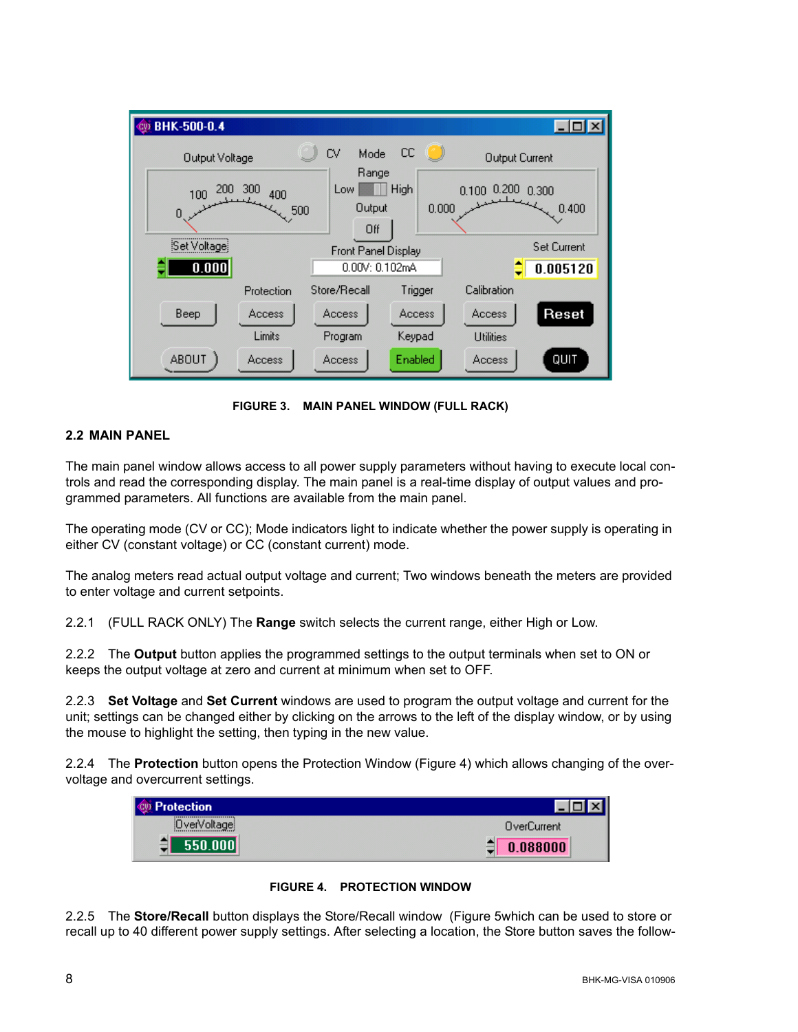FIGURE 3. MAIN PANEL WINDOW (FULL RACK)

## 2.2 MAIN PANEL

The main panel window allows access to all power supply parameters without having to execute local controls and read the corresponding display. The main panel is a real-time display of output values and programmed parameters. All functions are available from the main panel.

The operating mode (CV or CC); Mode indicators light to indicate whether the power supply is operating in either CV (constant voltage) or CC (constant current) mode.

The analog meters read actual output voltage and current; Two windows beneath the meters are provided to enter voltage and current setpoints.

2.2.1 (FULL RACK ONLY) The **Range** switch selects the current range, either High or Low.

2.2.2 The **Output** button applies the programmed settings to the output terminals when set to ON or keeps the output voltage at zero and current at minimum when set to OFF.

2.2.3 **Set Voltage** and **Set Current** windows are used to program the output voltage and current for the unit; settings can be changed either by clicking on the arrows to the left of the display window, or by using the mouse to highlight the setting, then typing in the new value.

2.2.4 The **Protection** button opens the Protection Window (Figure 4) which allows changing of the overvoltage and overcurrent settings.

FIGURE 4. PROTECTION WINDOW

2.2.5 The **Store/Recall** button displays the Store/Recall window (Figure 5which can be used to store or recall up to 40 different power supply settings. After selecting a location, the Store button saves the follow-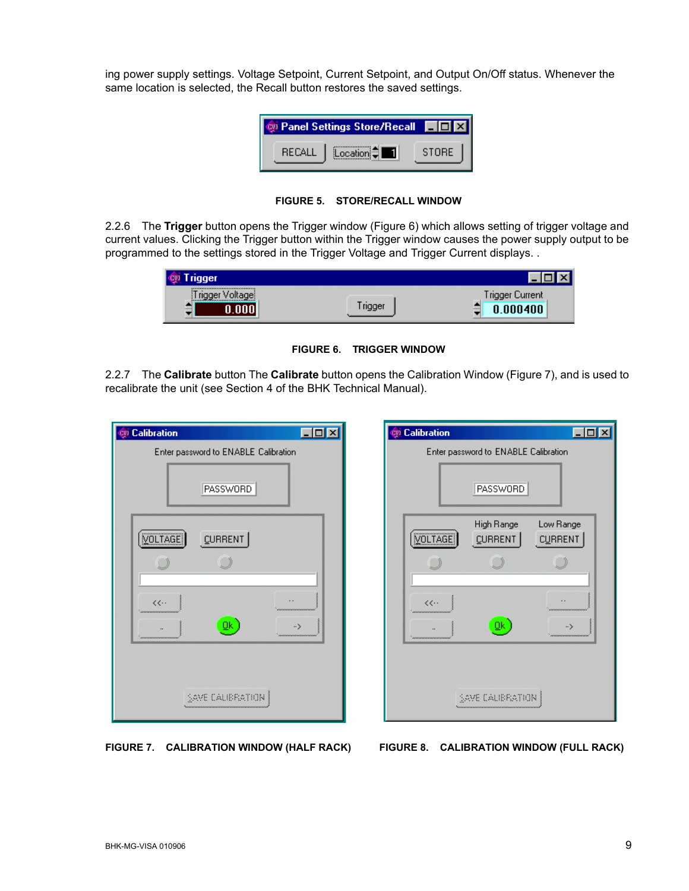ing power supply settings. Voltage Setpoint, Current Setpoint, and Output On/Off status. Whenever the same location is selected, the Recall button restores the saved settings.

**FIGURE 5. STORE/RECALL WINDOW**

2.2.6 The **Trigger** button opens the Trigger window (Figure 6) which allows setting of trigger voltage and current values. Clicking the Trigger button within the Trigger window causes the power supply output to be programmed to the settings stored in the Trigger Voltage and Trigger Current displays. .

**FIGURE 6. TRIGGER WINDOW**

2.2.7 The **Calibrate** button The **Calibrate** button opens the Calibration Window (Figure 7), and is used to recalibrate the unit (see Section 4 of the BHK Technical Manual).

**FIGURE 7. CALIBRATION WINDOW (HALF RACK)**

**FIGURE 8. CALIBRATION WINDOW (FULL RACK)**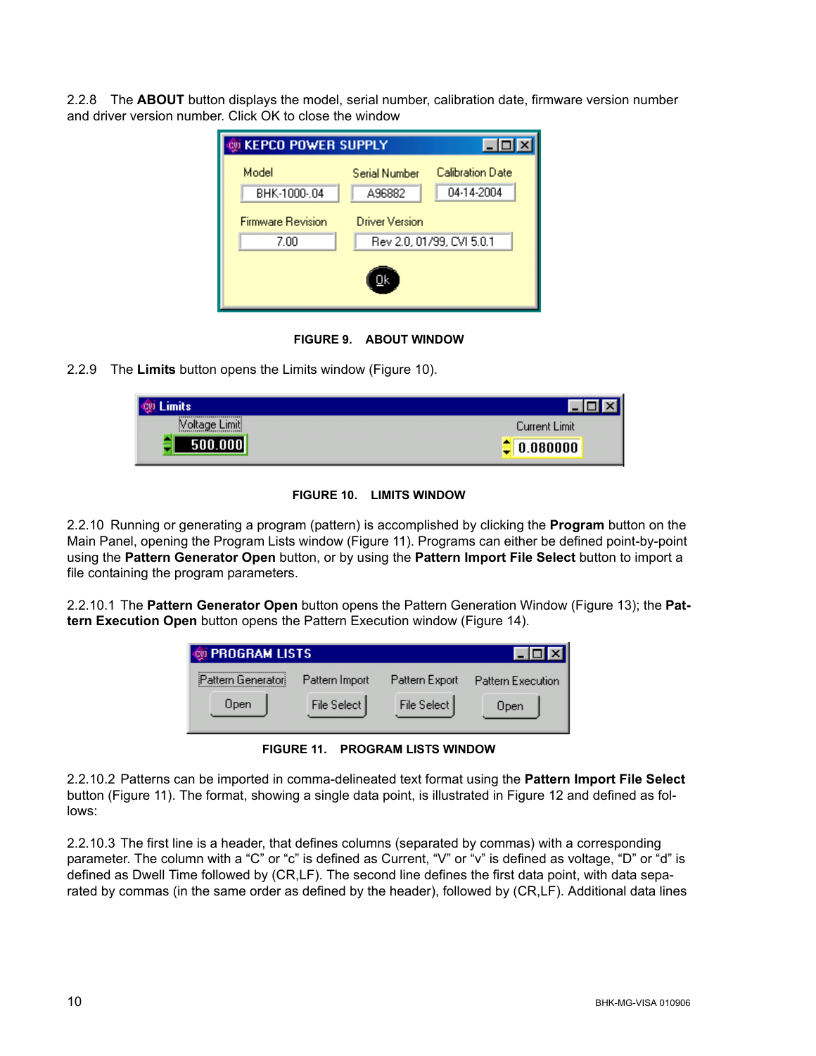2.2.8 The **ABOUT** button displays the model, serial number, calibration date, firmware version number and driver version number. Click OK to close the window

**FIGURE 9. ABOUT WINDOW**

2.2.9 The **Limits** button opens the Limits window (Figure 10).

**FIGURE 10. LIMITS WINDOW**

2.2.10 Running or generating a program (pattern) is accomplished by clicking the **Program** button on the Main Panel, opening the Program Lists window (Figure 11). Programs can either be defined point-by-point using the **Pattern Generator Open** button, or by using the **Pattern Import File Select** button to import a file containing the program parameters.

2.2.10.1 The **Pattern Generator Open** button opens the Pattern Generation Window (Figure 13); the **Pattern Execution Open** button opens the Pattern Execution window (Figure 14).

**FIGURE 11. PROGRAM LISTS WINDOW**

2.2.10.2 Patterns can be imported in comma-delineated text format using the **Pattern Import File Select** button (Figure 11). The format, showing a single data point, is illustrated in Figure 12 and defined as follows:

2.2.10.3 The first line is a header, that defines columns (separated by commas) with a corresponding parameter. The column with a "C" or "c" is defined as Current, "V" or "v" is defined as voltage, "D" or "d" is defined as Dwell Time followed by (CR,LF). The second line defines the first data point, with data separated by commas (in the same order as defined by the header), followed by (CR,LF). Additional data lines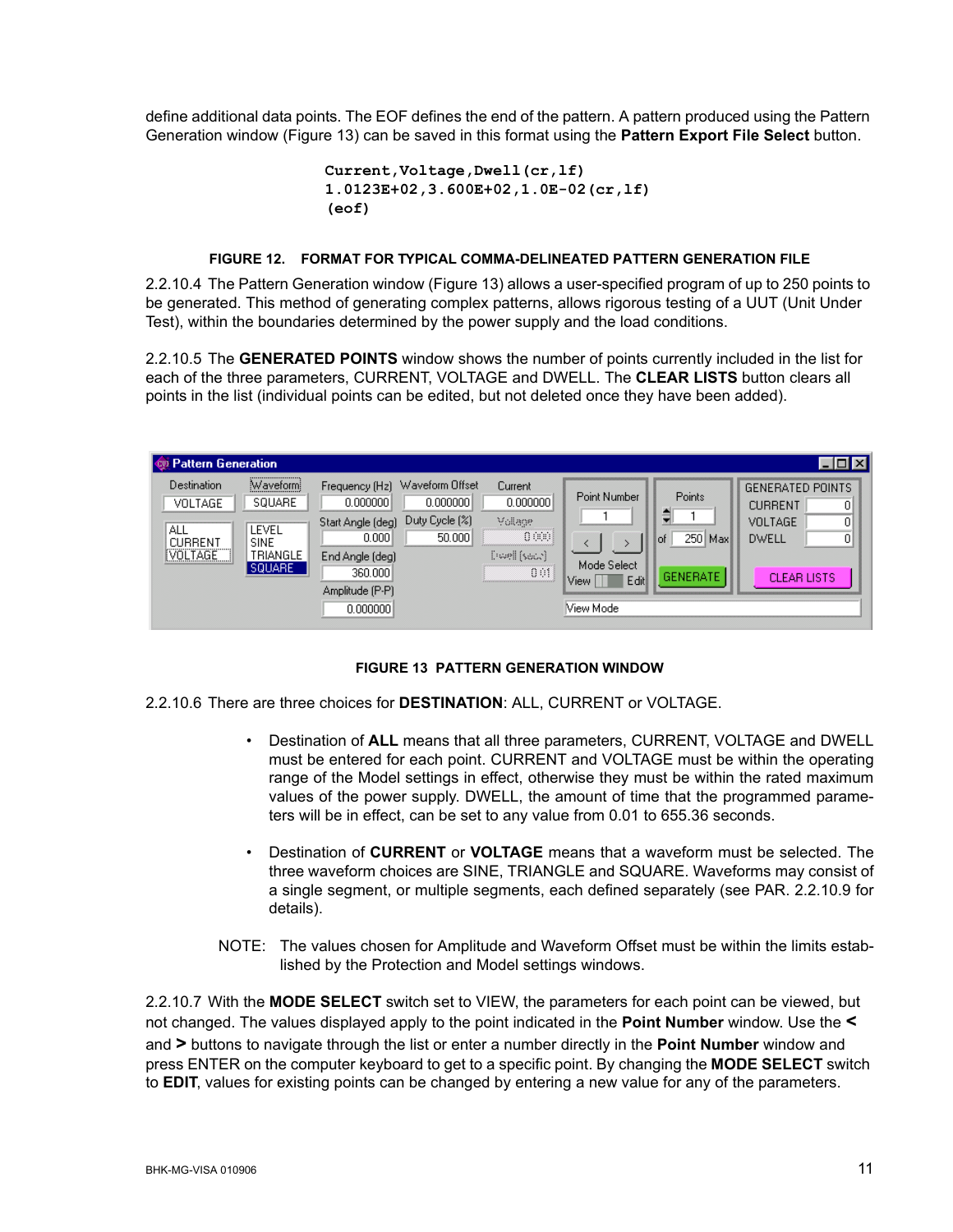define additional data points. The EOF defines the end of the pattern. A pattern produced using the Pattern Generation window (Figure 13) can be saved in this format using the **Pattern Export File Select** button.

```
Current,Voltage,Dwell(cr,lf)
1.0123E+02,3.600E+02,1.0E-02(cr,lf)
(eof)
```

**FIGURE 12. FORMAT FOR TYPICAL COMMA-DELINEATED PATTERN GENERATION FILE**

2.2.10.4 The Pattern Generation window (Figure 13) allows a user-specified program of up to 250 points to be generated. This method of generating complex patterns, allows rigorous testing of a UUT (Unit Under Test), within the boundaries determined by the power supply and the load conditions.

2.2.10.5 The **GENERATED POINTS** window shows the number of points currently included in the list for each of the three parameters, CURRENT, VOLTAGE and DWELL. The **CLEAR LISTS** button clears all points in the list (individual points can be edited, but not deleted once they have been added).

**FIGURE 13 PATTERN GENERATION WINDOW**

2.2.10.6 There are three choices for **DESTINATION**: ALL, CURRENT or VOLTAGE.

- Destination of **ALL** means that all three parameters, CURRENT, VOLTAGE and DWELL must be entered for each point. CURRENT and VOLTAGE must be within the operating range of the Model settings in effect, otherwise they must be within the rated maximum values of the power supply. DWELL, the amount of time that the programmed parameters will be in effect, can be set to any value from 0.01 to 655.36 seconds.

- Destination of **CURRENT** or **VOLTAGE** means that a waveform must be selected. The three waveform choices are SINE, TRIANGLE and SQUARE. Waveforms may consist of a single segment, or multiple segments, each defined separately (see PAR. 2.2.10.9 for details).

NOTE: The values chosen for Amplitude and Waveform Offset must be within the limits established by the Protection and Model settings windows.

2.2.10.7 With the **MODE SELECT** switch set to VIEW, the parameters for each point can be viewed, but not changed. The values displayed apply to the point indicated in the **Point Number** window. Use the **<** and **>** buttons to navigate through the list or enter a number directly in the **Point Number** window and press ENTER on the computer keyboard to get to a specific point. By changing the **MODE SELECT** switch to **EDIT**, values for existing points can be changed by entering a new value for any of the parameters.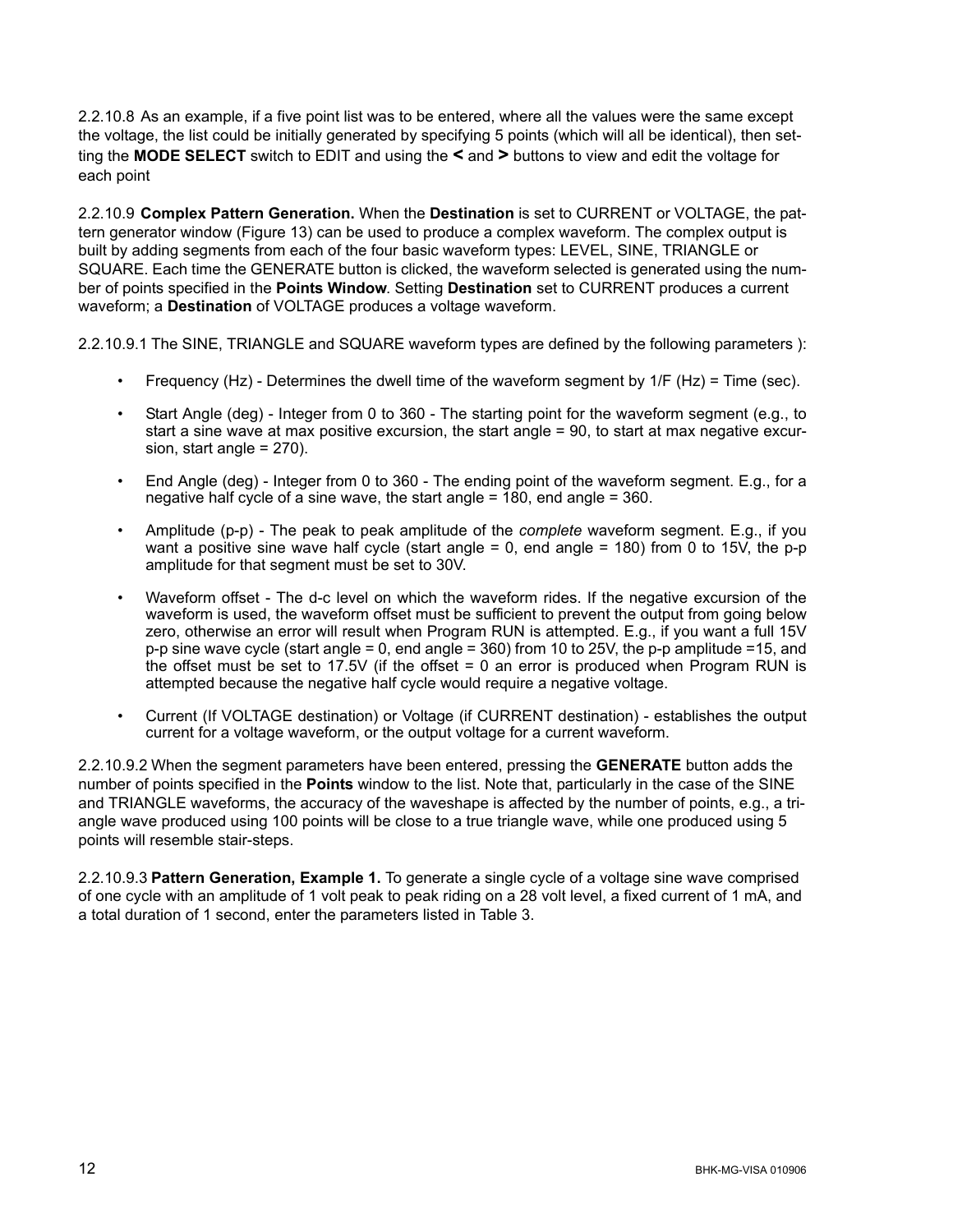2.2.10.8 As an example, if a five point list was to be entered, where all the values were the same except the voltage, the list could be initially generated by specifying 5 points (which will all be identical), then setting the **MODE SELECT** switch to EDIT and using the **<** and **>** buttons to view and edit the voltage for each point

2.2.10.9 **Complex Pattern Generation.** When the **Destination** is set to CURRENT or VOLTAGE, the pattern generator window (Figure 13) can be used to produce a complex waveform. The complex output is built by adding segments from each of the four basic waveform types: LEVEL, SINE, TRIANGLE or SQUARE. Each time the GENERATE button is clicked, the waveform selected is generated using the number of points specified in the **Points Window**. Setting **Destination** set to CURRENT produces a current waveform; a **Destination** of VOLTAGE produces a voltage waveform.

2.2.10.9.1 The SINE, TRIANGLE and SQUARE waveform types are defined by the following parameters ):

- Frequency (Hz) - Determines the dwell time of the waveform segment by 1/F (Hz) = Time (sec).
- Start Angle (deg) - Integer from 0 to 360 - The starting point for the waveform segment (e.g., to start a sine wave at max positive excursion, the start angle = 90, to start at max negative excursion, start angle = 270).
- End Angle (deg) - Integer from 0 to 360 - The ending point of the waveform segment. E.g., for a negative half cycle of a sine wave, the start angle = 180, end angle = 360.
- Amplitude (p-p) - The peak to peak amplitude of the *complete* waveform segment. E.g., if you want a positive sine wave half cycle (start angle = 0, end angle = 180) from 0 to 15V, the p-p amplitude for that segment must be set to 30V.
- Waveform offset - The d-c level on which the waveform rides. If the negative excursion of the waveform is used, the waveform offset must be sufficient to prevent the output from going below zero, otherwise an error will result when Program RUN is attempted. E.g., if you want a full 15V p-p sine wave cycle (start angle = 0, end angle = 360) from 10 to 25V, the p-p amplitude =15, and the offset must be set to 17.5V (if the offset = 0 an error is produced when Program RUN is attempted because the negative half cycle would require a negative voltage.
- Current (If VOLTAGE destination) or Voltage (if CURRENT destination) - establishes the output current for a voltage waveform, or the output voltage for a current waveform.

2.2.10.9.2 When the segment parameters have been entered, pressing the **GENERATE** button adds the number of points specified in the **Points** window to the list. Note that, particularly in the case of the SINE and TRIANGLE waveforms, the accuracy of the waveshape is affected by the number of points, e.g., a triangle wave produced using 100 points will be close to a true triangle wave, while one produced using 5 points will resemble stair-steps.

2.2.10.9.3 **Pattern Generation, Example 1.** To generate a single cycle of a voltage sine wave comprised of one cycle with an amplitude of 1 volt peak to peak riding on a 28 volt level, a fixed current of 1 mA, and a total duration of 1 second, enter the parameters listed in Table 3.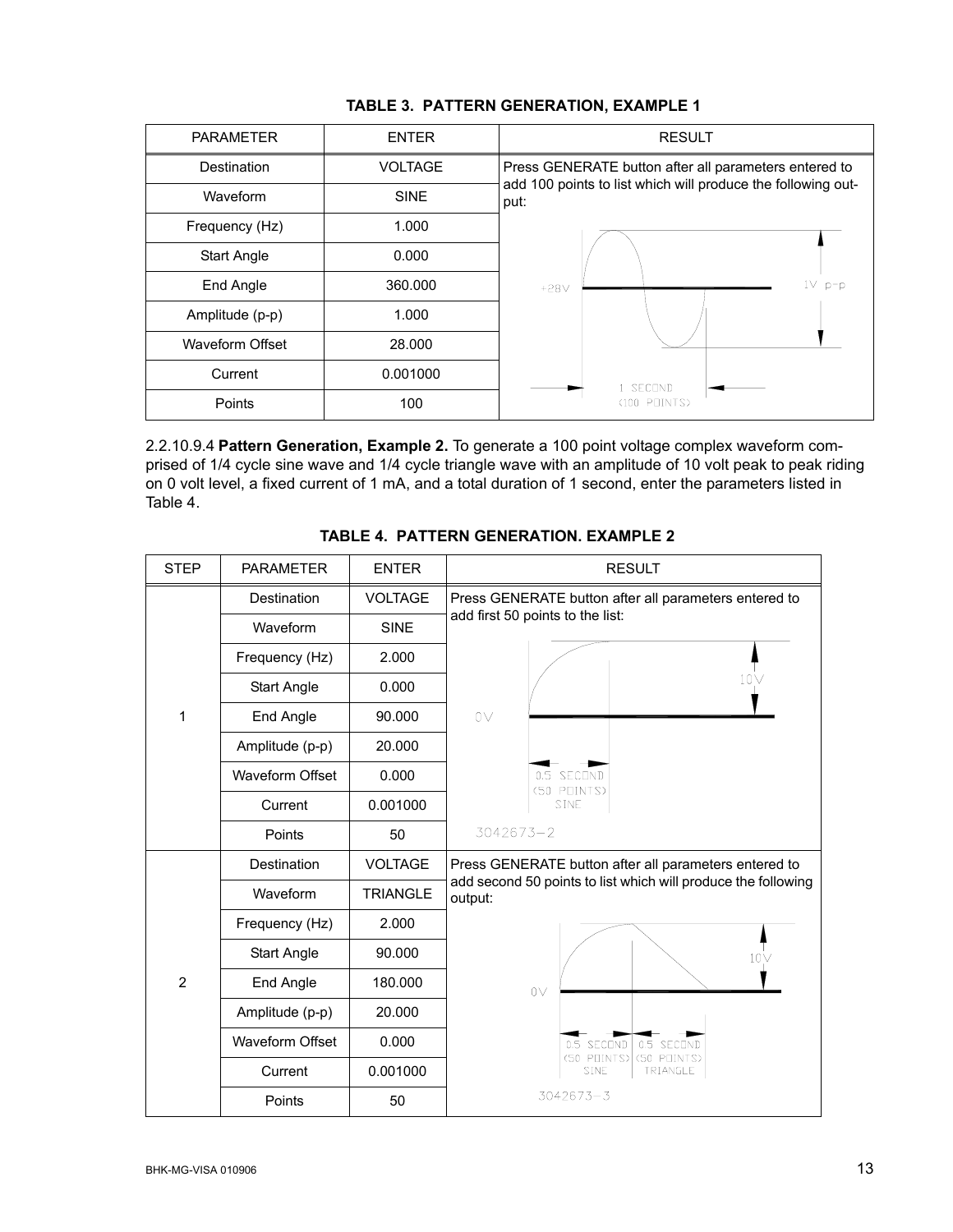**TABLE 3. PATTERN GENERATION, EXAMPLE 1**

| PARAMETER | ENTER | RESULT |
|---|---|---|
| Destination | VOLTAGE | Press GENERATE button after all parameters entered to add 100 points to list which will produce the following output: |
| Waveform | SINE | |
| Frequency (Hz) | 1.000 | |
| Start Angle | 0.000 | |
| End Angle | 360.000 | |
| Amplitude (p-p) | 1.000 | |
| Waveform Offset | 28.000 | |
| Current | 0.001000 | |
| Points | 100 | |

2.2.10.9.4 **Pattern Generation, Example 2.** To generate a 100 point voltage complex waveform comprised of 1/4 cycle sine wave and 1/4 cycle triangle wave with an amplitude of 10 volt peak to peak riding on 0 volt level, a fixed current of 1 mA, and a total duration of 1 second, enter the parameters listed in Table 4.

**TABLE 4. PATTERN GENERATION. EXAMPLE 2**

| STEP | PARAMETER | ENTER | RESULT |
|---|---|---|---|
| 1 | Destination | VOLTAGE | Press GENERATE button after all parameters entered to add first 50 points to the list: |
| | Waveform | SINE | |
| | Frequency (Hz) | 2.000 | |
| | Start Angle | 0.000 | |
| | End Angle | 90.000 | |
| | Amplitude (p-p) | 20.000 | |
| | Waveform Offset | 0.000 | |
| | Current | 0.001000 | |
| | Points | 50 | |
| 2 | Destination | VOLTAGE | Press GENERATE button after all parameters entered to add second 50 points to list which will produce the following output: |
| | Waveform | TRIANGLE | |
| | Frequency (Hz) | 2.000 | |
| | Start Angle | 90.000 | |
| | End Angle | 180.000 | |
| | Amplitude (p-p) | 20.000 | |
| | Waveform Offset | 0.000 | |
| | Current | 0.001000 | |
| | Points | 50 | |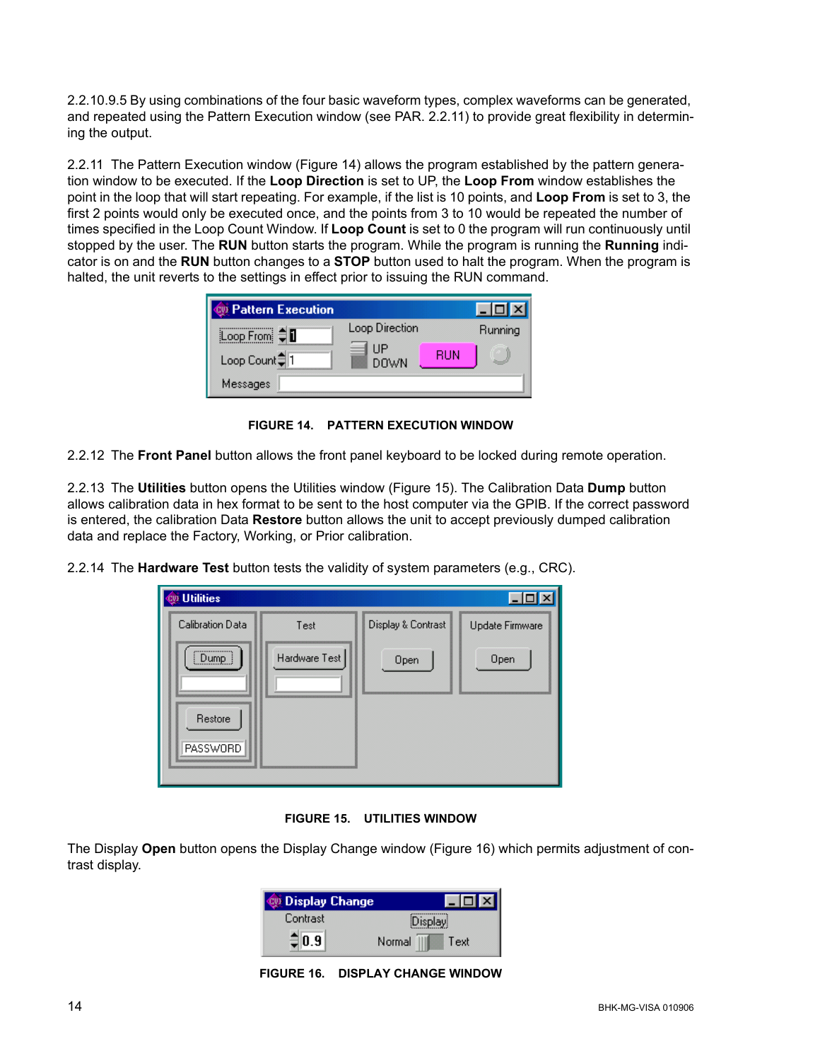2.2.10.9.5 By using combinations of the four basic waveform types, complex waveforms can be generated, and repeated using the Pattern Execution window (see PAR. 2.2.11) to provide great flexibility in determining the output.

2.2.11 The Pattern Execution window (Figure 14) allows the program established by the pattern generation window to be executed. If the **Loop Direction** is set to UP, the **Loop From** window establishes the point in the loop that will start repeating. For example, if the list is 10 points, and **Loop From** is set to 3, the first 2 points would only be executed once, and the points from 3 to 10 would be repeated the number of times specified in the Loop Count Window. If **Loop Count** is set to 0 the program will run continuously until stopped by the user. The **RUN** button starts the program. While the program is running the **Running** indicator is on and the **RUN** button changes to a **STOP** button used to halt the program. When the program is halted, the unit reverts to the settings in effect prior to issuing the RUN command.

**FIGURE 14. PATTERN EXECUTION WINDOW**

2.2.12 The **Front Panel** button allows the front panel keyboard to be locked during remote operation.

2.2.13 The **Utilities** button opens the Utilities window (Figure 15). The Calibration Data **Dump** button allows calibration data in hex format to be sent to the host computer via the GPIB. If the correct password is entered, the calibration Data **Restore** button allows the unit to accept previously dumped calibration data and replace the Factory, Working, or Prior calibration.

2.2.14 The **Hardware Test** button tests the validity of system parameters (e.g., CRC).

**FIGURE 15. UTILITIES WINDOW**

The Display **Open** button opens the Display Change window (Figure 16) which permits adjustment of contrast display.

**FIGURE 16. DISPLAY CHANGE WINDOW**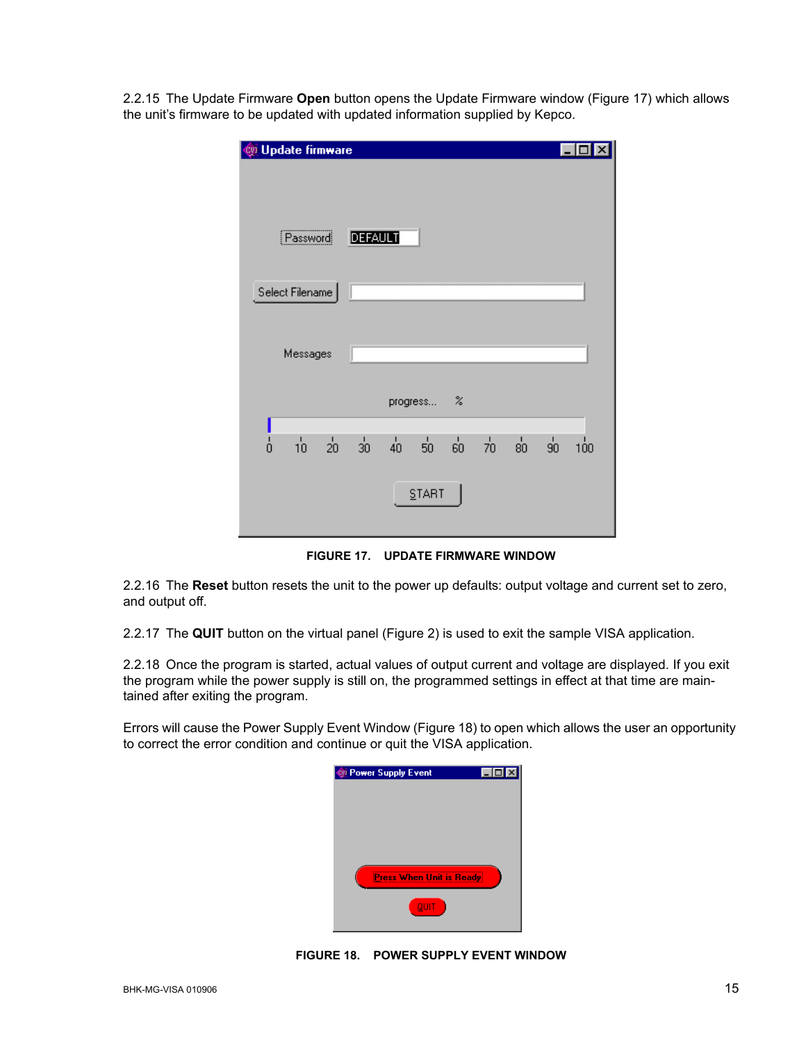2.2.15 The Update Firmware **Open** button opens the Update Firmware window (Figure 17) which allows the unit's firmware to be updated with updated information supplied by Kepco.

**FIGURE 17. UPDATE FIRMWARE WINDOW**

2.2.16 The **Reset** button resets the unit to the power up defaults: output voltage and current set to zero, and output off.

2.2.17 The **QUIT** button on the virtual panel (Figure 2) is used to exit the sample VISA application.

2.2.18 Once the program is started, actual values of output current and voltage are displayed. If you exit the program while the power supply is still on, the programmed settings in effect at that time are maintained after exiting the program.

Errors will cause the Power Supply Event Window (Figure 18) to open which allows the user an opportunity to correct the error condition and continue or quit the VISA application.

**FIGURE 18. POWER SUPPLY EVENT WINDOW**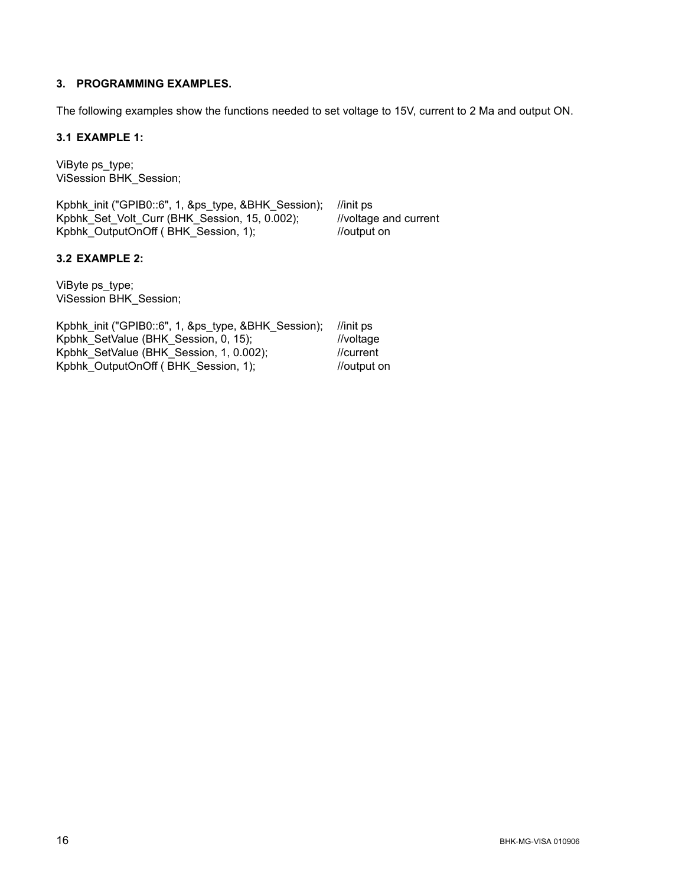## 3. PROGRAMMING EXAMPLES.

The following examples show the functions needed to set voltage to 15V, current to 2 Ma and output ON.

### 3.1 EXAMPLE 1:

```
ViByte ps_type;
ViSession BHK_Session;

Kpbhk_init ("GPIB0::6", 1, &ps_type, &BHK_Session);    //init ps
Kpbhk_Set_Volt_Curr (BHK_Session, 15, 0.002);          //voltage and current
Kpbhk_OutputOnOff ( BHK_Session, 1);                   //output on
```

### 3.2 EXAMPLE 2:

```
ViByte ps_type;
ViSession BHK_Session;

Kpbhk_init ("GPIB0::6", 1, &ps_type, &BHK_Session);    //init ps
Kpbhk_SetValue (BHK_Session, 0, 15);                   //voltage
Kpbhk_SetValue (BHK_Session, 1, 0.002);                //current
Kpbhk_OutputOnOff ( BHK_Session, 1);                   //output on
```